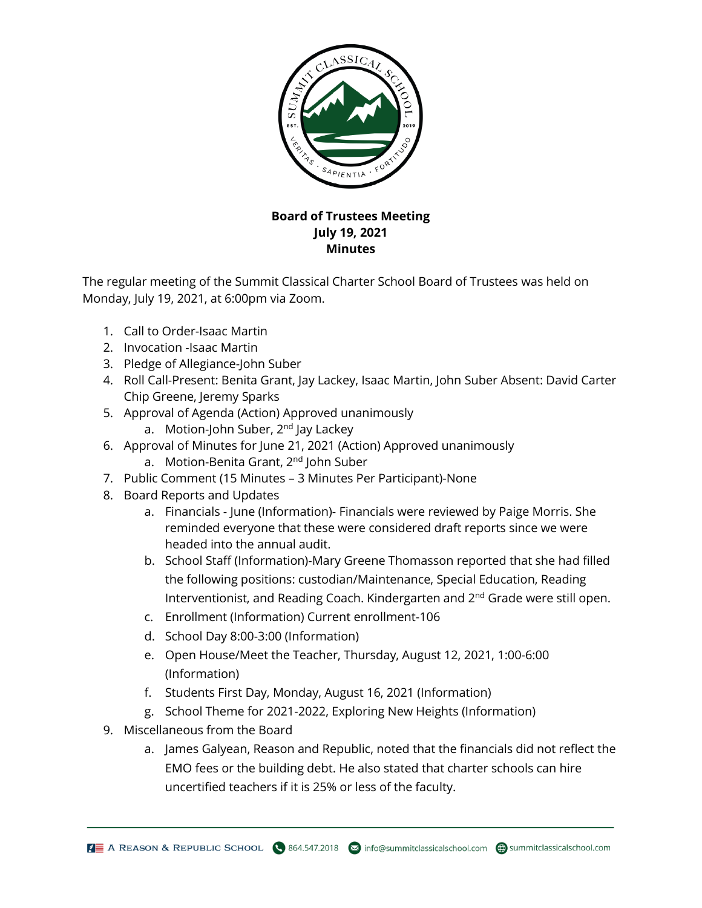**Board of Trustees Meeting**
**July 19, 2021**
**Minutes**

The regular meeting of the Summit Classical Charter School Board of Trustees was held on Monday, July 19, 2021, at 6:00pm via Zoom.

1. Call to Order-Isaac Martin
2. Invocation -Isaac Martin
3. Pledge of Allegiance-John Suber
4. Roll Call-Present: Benita Grant, Jay Lackey, Isaac Martin, John Suber Absent: David Carter Chip Greene, Jeremy Sparks
5. Approval of Agenda (Action) Approved unanimously
   a. Motion-John Suber, 2nd Jay Lackey
6. Approval of Minutes for June 21, 2021 (Action) Approved unanimously
   a. Motion-Benita Grant, 2nd John Suber
7. Public Comment (15 Minutes – 3 Minutes Per Participant)-None
8. Board Reports and Updates
   a. Financials - June (Information)- Financials were reviewed by Paige Morris. She reminded everyone that these were considered draft reports since we were headed into the annual audit.
   b. School Staff (Information)-Mary Greene Thomasson reported that she had filled the following positions: custodian/Maintenance, Special Education, Reading Interventionist, and Reading Coach. Kindergarten and 2nd Grade were still open.
   c. Enrollment (Information) Current enrollment-106
   d. School Day 8:00-3:00 (Information)
   e. Open House/Meet the Teacher, Thursday, August 12, 2021, 1:00-6:00 (Information)
   f. Students First Day, Monday, August 16, 2021 (Information)
   g. School Theme for 2021-2022, Exploring New Heights (Information)
9. Miscellaneous from the Board
   a. James Galyean, Reason and Republic, noted that the financials did not reflect the EMO fees or the building debt. He also stated that charter schools can hire uncertified teachers if it is 25% or less of the faculty.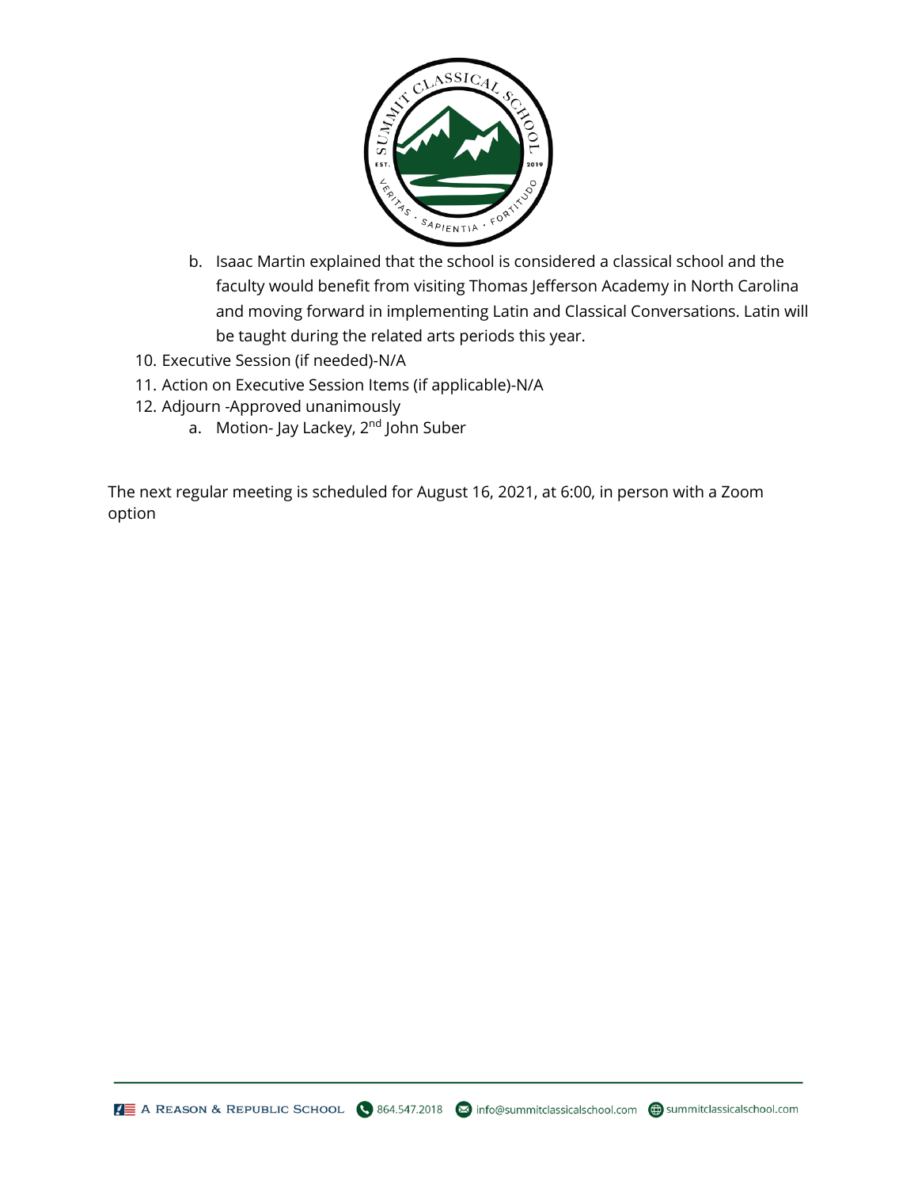b. Isaac Martin explained that the school is considered a classical school and the faculty would benefit from visiting Thomas Jefferson Academy in North Carolina and moving forward in implementing Latin and Classical Conversations. Latin will be taught during the related arts periods this year.

10. Executive Session (if needed)-N/A
11. Action on Executive Session Items (if applicable)-N/A
12. Adjourn -Approved unanimously
    a. Motion- Jay Lackey, 2nd John Suber

The next regular meeting is scheduled for August 16, 2021, at 6:00, in person with a Zoom option